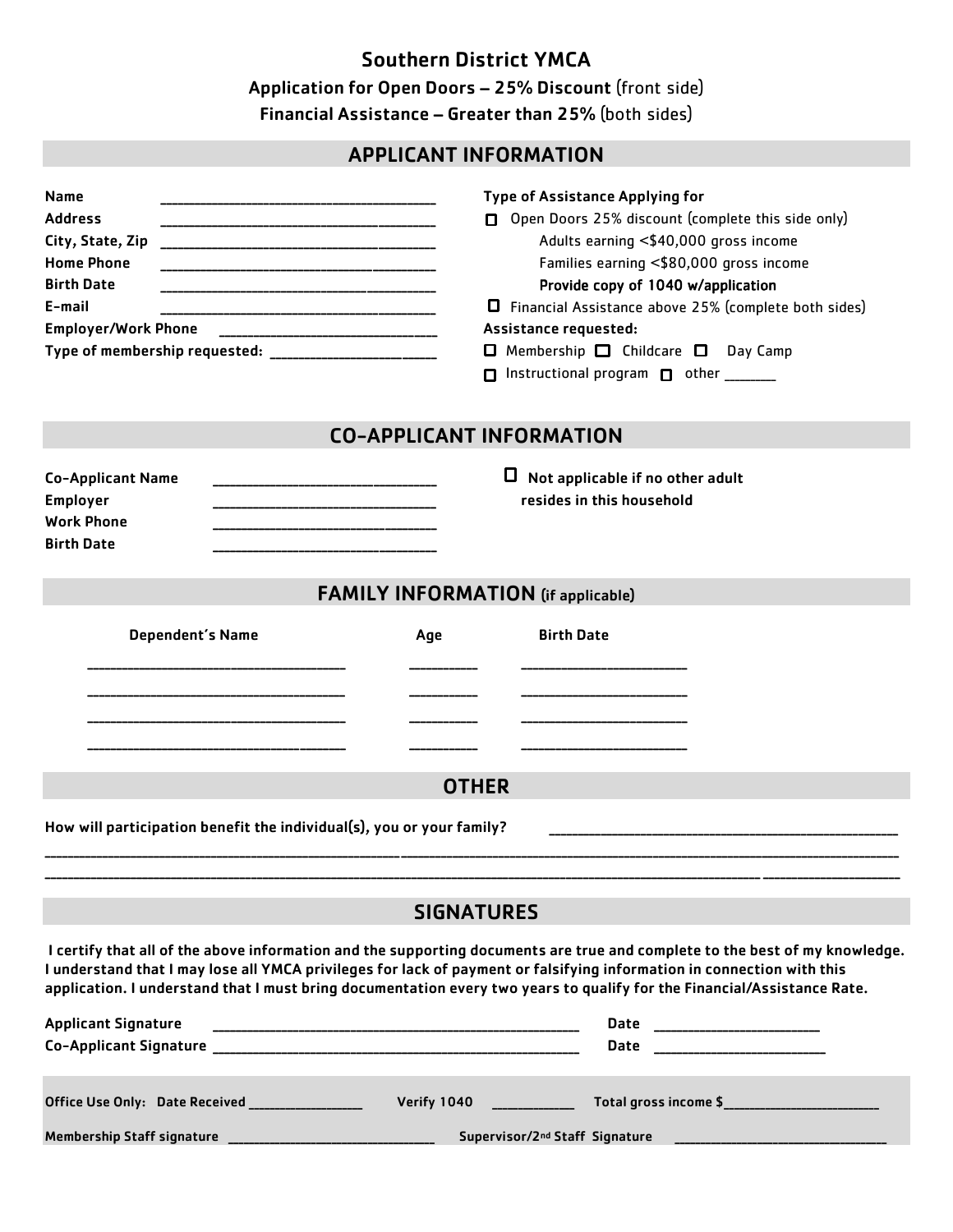# Southern District YMCA

## Application for Open Doors – 25% Discount (front side)

## Financial Assistance – Greater than 25% (both sides)

## APPLICANT INFORMATION

**Name** ______________________________

**Address** ______________________________

**City, State, Zip** ______________________________

**Home Phone** ______________________________

**Birth Date** ______________________________

**E-mail** ______________________________

**Employer/Work Phone** ______________________________

**Type of membership requested:** ______________________________

**Type of Assistance Applying for**

- ☐ Open Doors 25% discount (complete this side only)
  - Adults earning <$40,000 gross income
  - Families earning <$80,000 gross income
  - **Provide copy of 1040 w/application**
- ☐ Financial Assistance above 25% (complete both sides)

**Assistance requested:**

☐ Membership ☐ Childcare ☐ Day Camp

☐ Instructional program ☐ other _______

## CO-APPLICANT INFORMATION

**Co-Applicant Name** ______________________________

**Employer** ______________________________

**Work Phone** ______________________________

**Birth Date** ______________________________

☐ **Not applicable if no other adult resides in this household**

## FAMILY INFORMATION (if applicable)

| Dependent's Name | Age | Birth Date |
| --- | --- | --- |
| | | |
| | | |
| | | |
| | | |

## OTHER

**How will participation benefit the individual(s), you or your family?** ______________________________

______________________________________________________________________

______________________________________________________________________

## SIGNATURES

**I certify that all of the above information and the supporting documents are true and complete to the best of my knowledge. I understand that I may lose all YMCA privileges for lack of payment or falsifying information in connection with this application. I understand that I must bring documentation every two years to qualify for the Financial/Assistance Rate.**

**Applicant Signature** ______________________________ **Date** ______________

**Co-Applicant Signature** ______________________________ **Date** ______________

**Office Use Only: Date Received** ______________ **Verify 1040** ______________ **Total gross income $** ______________

**Membership Staff signature** ______________________________ **Supervisor/2nd Staff Signature** ______________________________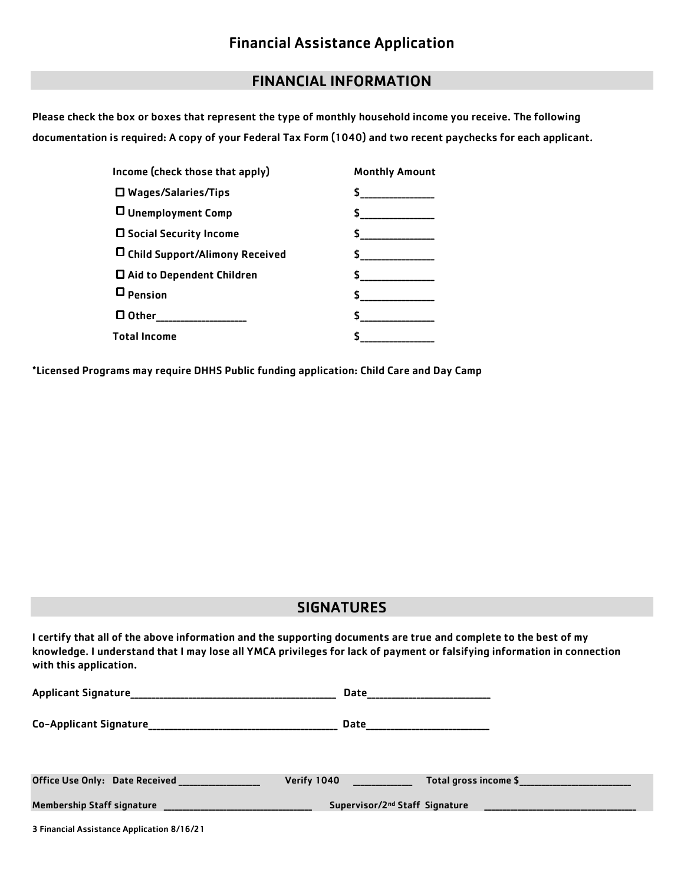# Financial Assistance Application

## FINANCIAL INFORMATION

**Please check the box or boxes that represent the type of monthly household income you receive. The following documentation is required: A copy of your Federal Tax Form (1040) and two recent paychecks for each applicant.**

| Income (check those that apply) | Monthly Amount |
|---|---|
| ☐ Wages/Salaries/Tips | $_____________ |
| ☐ Unemployment Comp | $_____________ |
| ☐ Social Security Income | $_____________ |
| ☐ Child Support/Alimony Received | $_____________ |
| ☐ Aid to Dependent Children | $_____________ |
| ☐ Pension | $_____________ |
| ☐ Other_________________ | $_____________ |
| Total Income | $_____________ |

*Licensed Programs may require DHHS Public funding application: Child Care and Day Camp

## SIGNATURES

**I certify that all of the above information and the supporting documents are true and complete to the best of my knowledge. I understand that I may lose all YMCA privileges for lack of payment or falsifying information in connection with this application.**

Applicant Signature________________________________________ Date_______________________

Co-Applicant Signature_____________________________________ Date_______________________

Office Use Only: Date Received ________________ Verify 1040 ____________ Total gross income $_______________________

Membership Staff signature ______________________________ Supervisor/2nd Staff Signature ______________________________

3 Financial Assistance Application 8/16/21